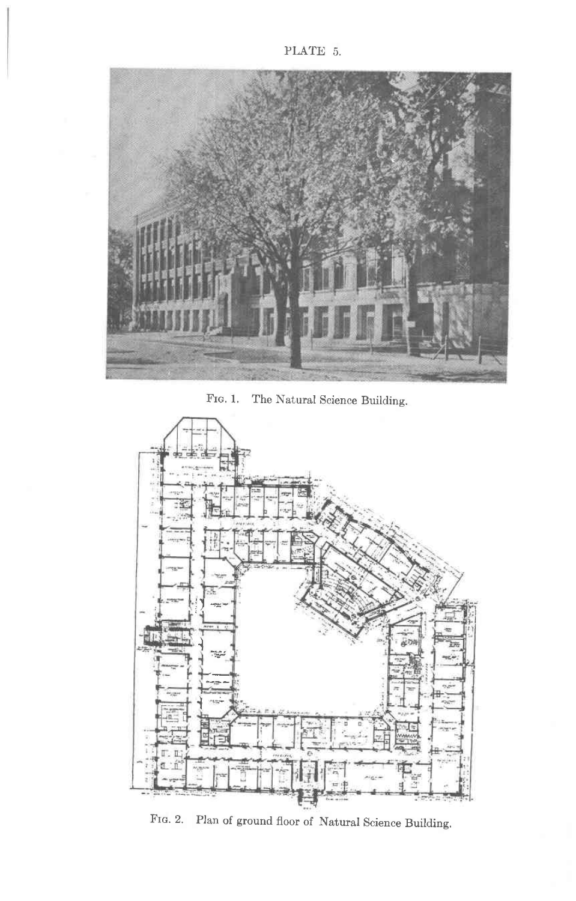PLATE 5.

Fig. 1. The Natural Science Building.

Fig. 2. Plan of ground floor of Natural Science Building.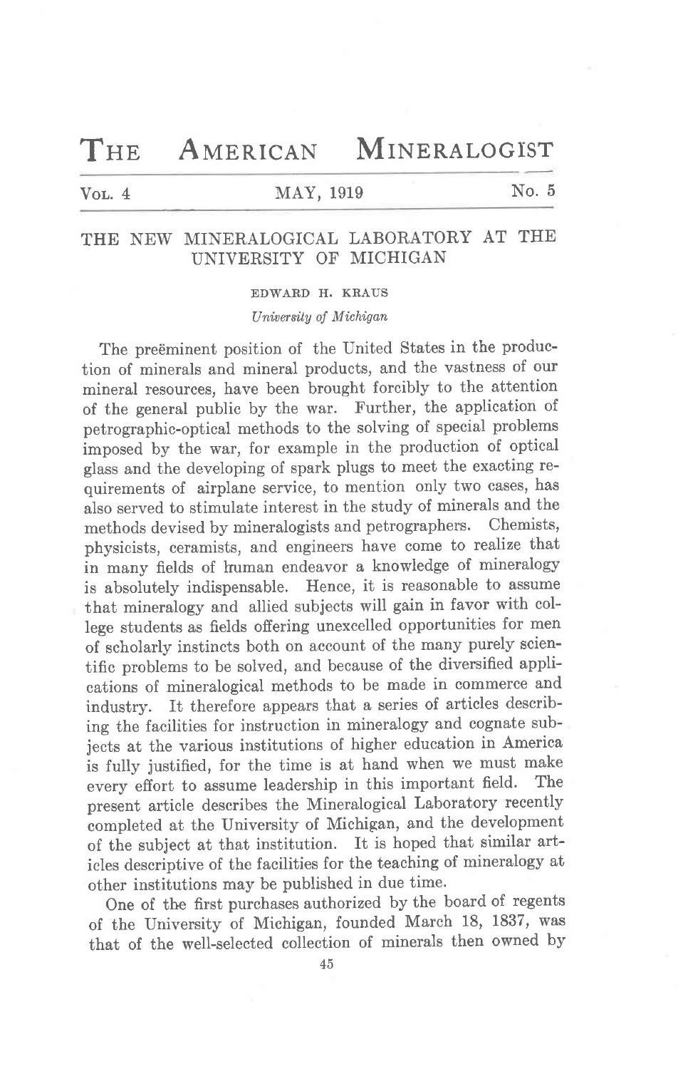# THE AMERICAN MINERALOGIST

VOL. 4 — MAY, 1919 — No. 5

## THE NEW MINERALOGICAL LABORATORY AT THE UNIVERSITY OF MICHIGAN

EDWARD H. KRAUS

*University of Michigan*

The preëminent position of the United States in the production of minerals and mineral products, and the vastness of our mineral resources, have been brought forcibly to the attention of the general public by the war. Further, the application of petrographic-optical methods to the solving of special problems imposed by the war, for example in the production of optical glass and the developing of spark plugs to meet the exacting requirements of airplane service, to mention only two cases, has also served to stimulate interest in the study of minerals and the methods devised by mineralogists and petrographers. Chemists, physicists, ceramists, and engineers have come to realize that in many fields of human endeavor a knowledge of mineralogy is absolutely indispensable. Hence, it is reasonable to assume that mineralogy and allied subjects will gain in favor with college students as fields offering unexcelled opportunities for men of scholarly instincts both on account of the many purely scientific problems to be solved, and because of the diversified applications of mineralogical methods to be made in commerce and industry. It therefore appears that a series of articles describing the facilities for instruction in mineralogy and cognate subjects at the various institutions of higher education in America is fully justified, for the time is at hand when we must make every effort to assume leadership in this important field. The present article describes the Mineralogical Laboratory recently completed at the University of Michigan, and the development of the subject at that institution. It is hoped that similar articles descriptive of the facilities for the teaching of mineralogy at other institutions may be published in due time.

One of the first purchases authorized by the board of regents of the University of Michigan, founded March 18, 1837, was that of the well-selected collection of minerals then owned by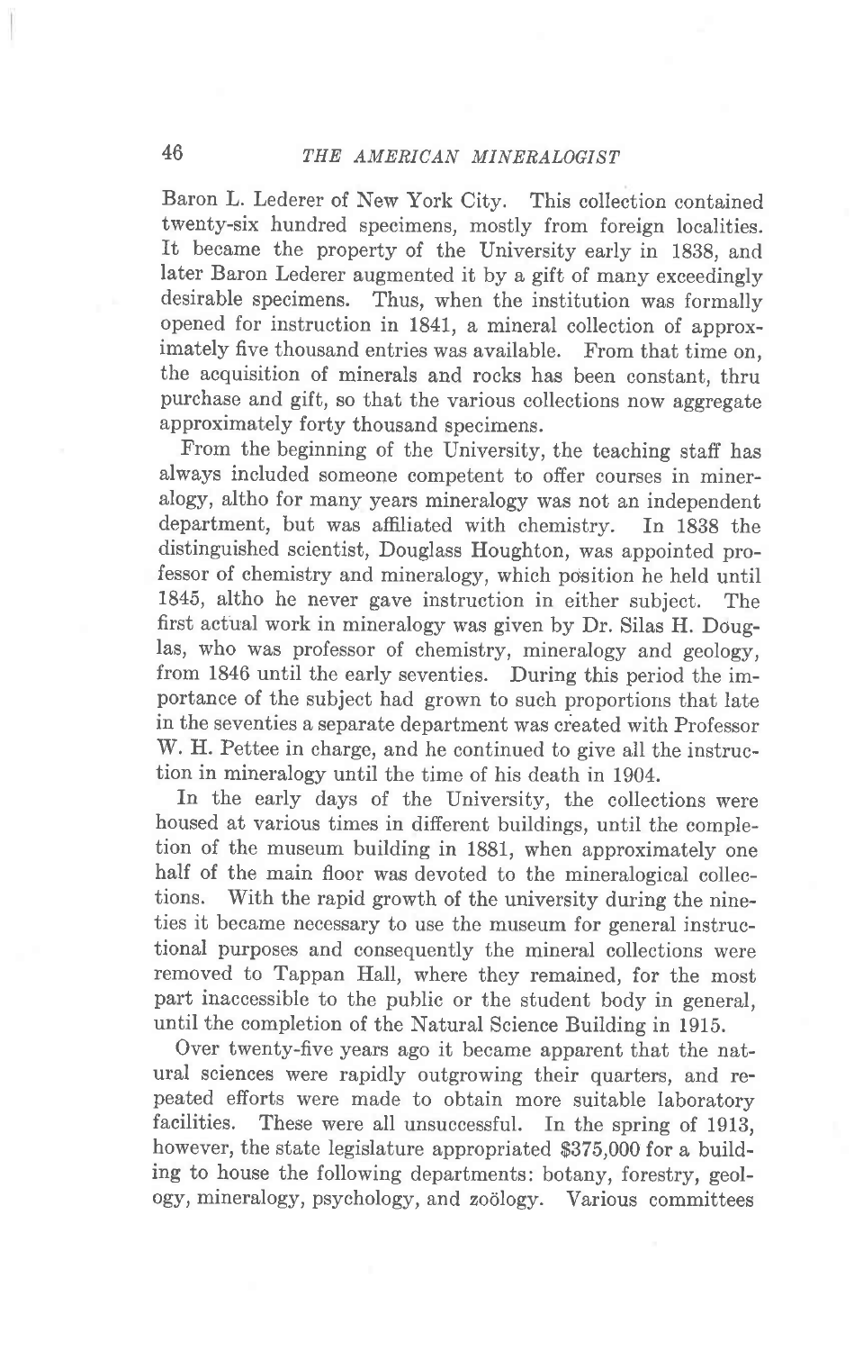Baron L. Lederer of New York City. This collection contained twenty-six hundred specimens, mostly from foreign localities. It became the property of the University early in 1838, and later Baron Lederer augmented it by a gift of many exceedingly desirable specimens. Thus, when the institution was formally opened for instruction in 1841, a mineral collection of approximately five thousand entries was available. From that time on, the acquisition of minerals and rocks has been constant, thru purchase and gift, so that the various collections now aggregate approximately forty thousand specimens.

From the beginning of the University, the teaching staff has always included someone competent to offer courses in mineralogy, altho for many years mineralogy was not an independent department, but was affiliated with chemistry. In 1838 the distinguished scientist, Douglass Houghton, was appointed professor of chemistry and mineralogy, which position he held until 1845, altho he never gave instruction in either subject. The first actual work in mineralogy was given by Dr. Silas H. Douglas, who was professor of chemistry, mineralogy and geology, from 1846 until the early seventies. During this period the importance of the subject had grown to such proportions that late in the seventies a separate department was created with Professor W. H. Pettee in charge, and he continued to give all the instruction in mineralogy until the time of his death in 1904.

In the early days of the University, the collections were housed at various times in different buildings, until the completion of the museum building in 1881, when approximately one half of the main floor was devoted to the mineralogical collections. With the rapid growth of the university during the nineties it became necessary to use the museum for general instructional purposes and consequently the mineral collections were removed to Tappan Hall, where they remained, for the most part inaccessible to the public or the student body in general, until the completion of the Natural Science Building in 1915.

Over twenty-five years ago it became apparent that the natural sciences were rapidly outgrowing their quarters, and repeated efforts were made to obtain more suitable laboratory facilities. These were all unsuccessful. In the spring of 1913, however, the state legislature appropriated $375,000 for a building to house the following departments: botany, forestry, geology, mineralogy, psychology, and zoölogy. Various committees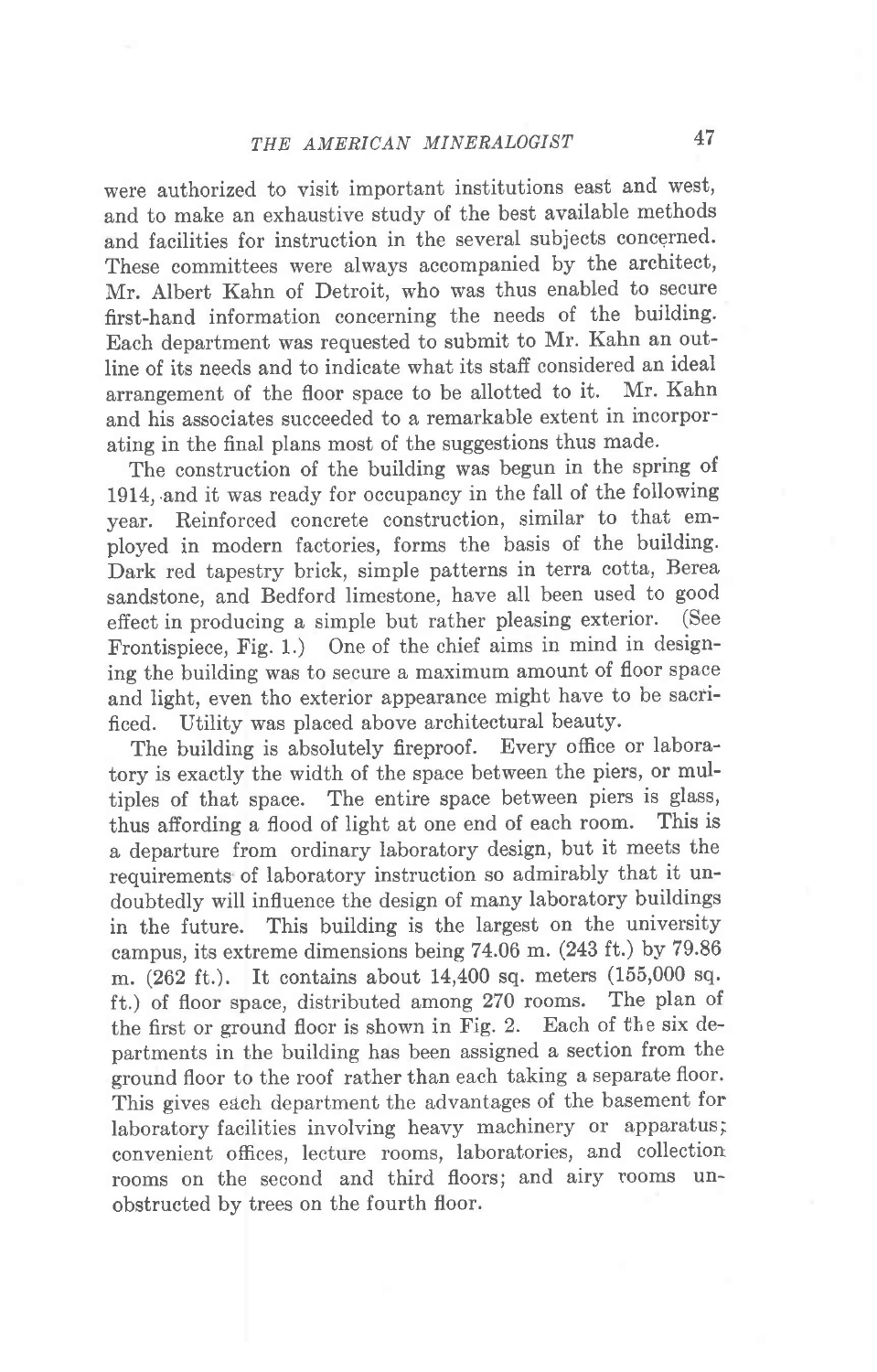were authorized to visit important institutions east and west, and to make an exhaustive study of the best available methods and facilities for instruction in the several subjects concerned. These committees were always accompanied by the architect, Mr. Albert Kahn of Detroit, who was thus enabled to secure first-hand information concerning the needs of the building. Each department was requested to submit to Mr. Kahn an outline of its needs and to indicate what its staff considered an ideal arrangement of the floor space to be allotted to it. Mr. Kahn and his associates succeeded to a remarkable extent in incorporating in the final plans most of the suggestions thus made.

The construction of the building was begun in the spring of 1914, and it was ready for occupancy in the fall of the following year. Reinforced concrete construction, similar to that employed in modern factories, forms the basis of the building. Dark red tapestry brick, simple patterns in terra cotta, Berea sandstone, and Bedford limestone, have all been used to good effect in producing a simple but rather pleasing exterior. (See Frontispiece, Fig. 1.) One of the chief aims in mind in designing the building was to secure a maximum amount of floor space and light, even tho exterior appearance might have to be sacrificed. Utility was placed above architectural beauty.

The building is absolutely fireproof. Every office or laboratory is exactly the width of the space between the piers, or multiples of that space. The entire space between piers is glass, thus affording a flood of light at one end of each room. This is a departure from ordinary laboratory design, but it meets the requirements of laboratory instruction so admirably that it undoubtedly will influence the design of many laboratory buildings in the future. This building is the largest on the university campus, its extreme dimensions being 74.06 m. (243 ft.) by 79.86 m. (262 ft.). It contains about 14,400 sq. meters (155,000 sq. ft.) of floor space, distributed among 270 rooms. The plan of the first or ground floor is shown in Fig. 2. Each of the six departments in the building has been assigned a section from the ground floor to the roof rather than each taking a separate floor. This gives each department the advantages of the basement for laboratory facilities involving heavy machinery or apparatus; convenient offices, lecture rooms, laboratories, and collection rooms on the second and third floors; and airy rooms unobstructed by trees on the fourth floor.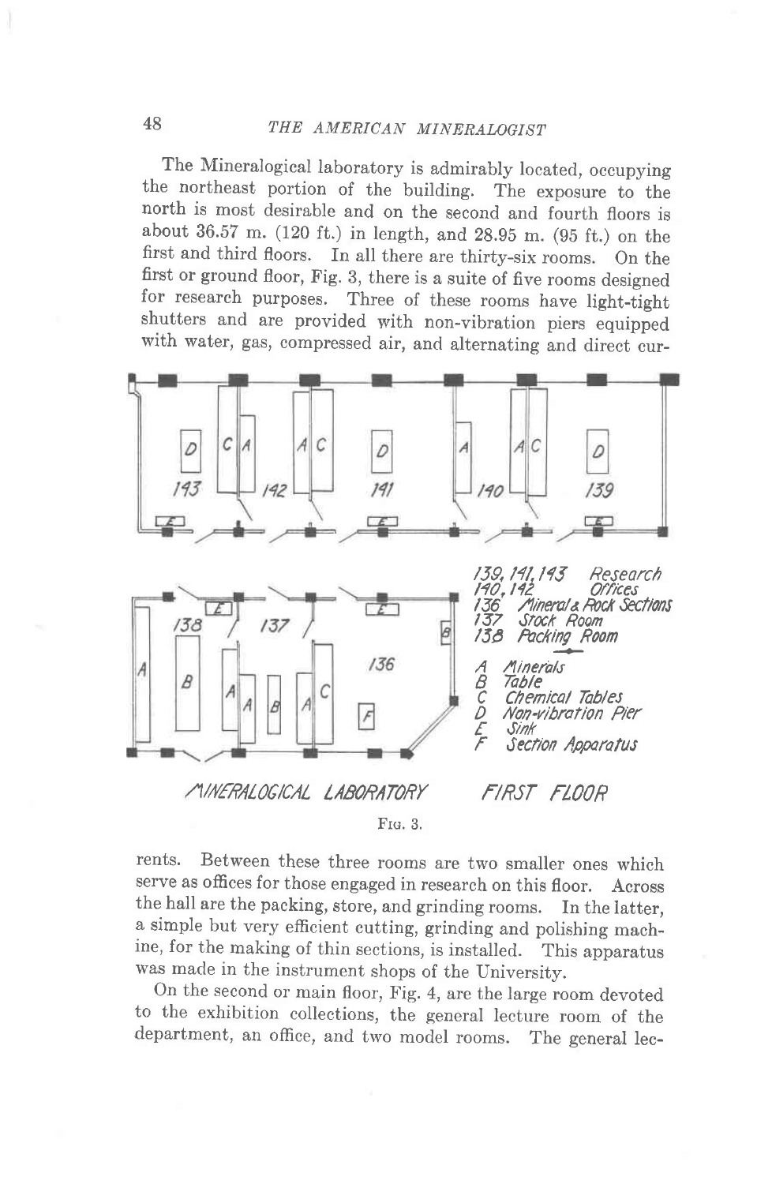The Mineralogical laboratory is admirably located, occupying the northeast portion of the building. The exposure to the north is most desirable and on the second and fourth floors is about 36.57 m. (120 ft.) in length, and 28.95 m. (95 ft.) on the first and third floors. In all there are thirty-six rooms. On the first or ground floor, Fig. 3, there is a suite of five rooms designed for research purposes. Three of these rooms have light-tight shutters and are provided with non-vibration piers equipped with water, gas, compressed air, and alternating and direct currents. Between these three rooms are two smaller ones which serve as offices for those engaged in research on this floor. Across the hall are the packing, store, and grinding rooms. In the latter, a simple but very efficient cutting, grinding and polishing machine, for the making of thin sections, is installed. This apparatus was made in the instrument shops of the University.

139, 141, 143 Research
140, 142 Offices
136 Mineral & Rock Sections
137 Stock Room
138 Packing Room

A Minerals
B Table
C Chemical Tables
D Non-vibration Pier
E Sink
F Section Apparatus

MINERALOGICAL LABORATORY FIRST FLOOR

Fig. 3.

On the second or main floor, Fig. 4, are the large room devoted to the exhibition collections, the general lecture room of the department, an office, and two model rooms. The general lec-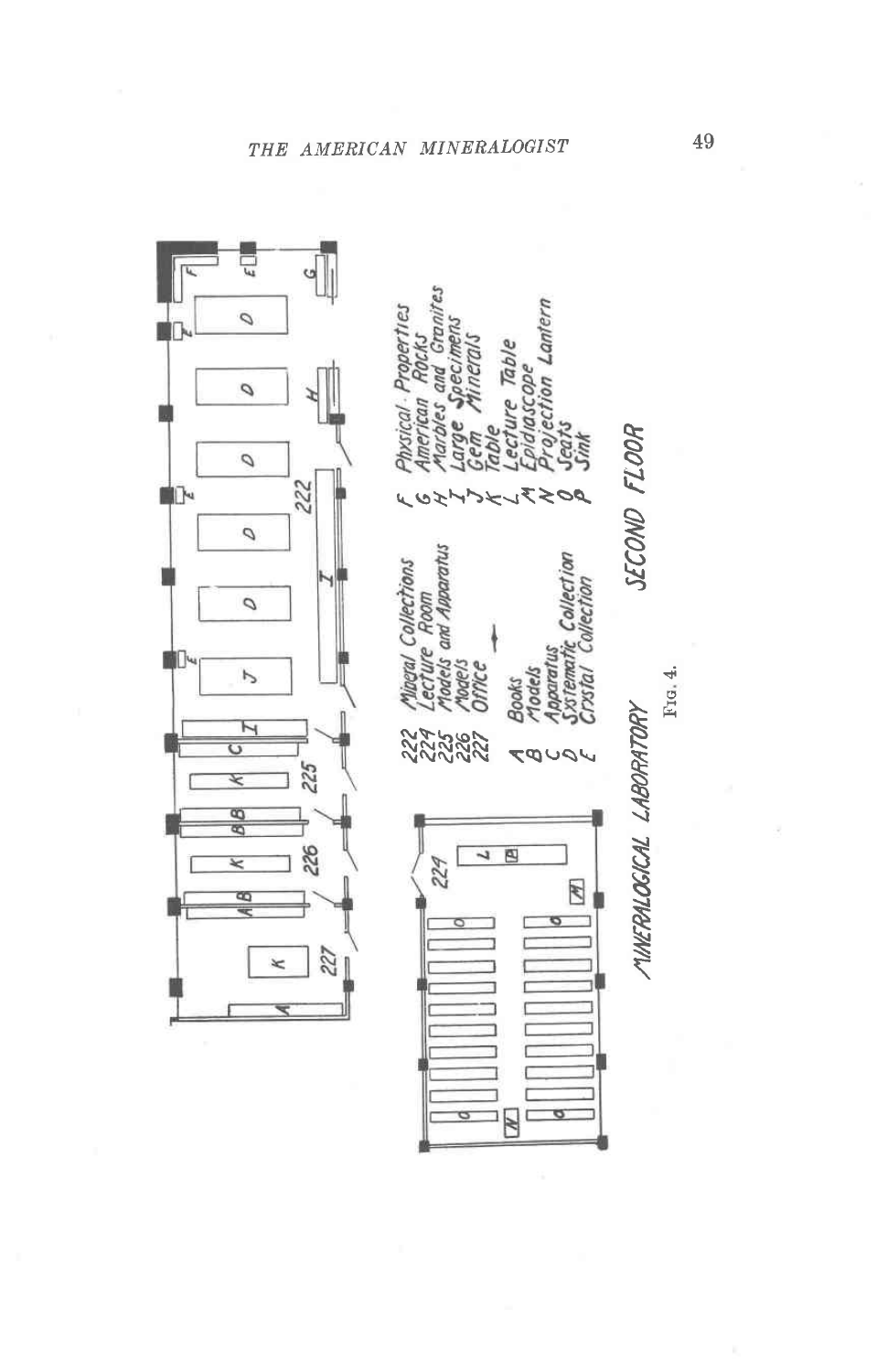222 Mineral Collections
224 Lecture Room
225 Models and Apparatus
226 Models
227 Office

A Books
B Models
C Apparatus
D Systematic Collection
E Crystal Collection

F Physical Properties
G American Rocks
H Marbles and Granites
I Large Specimens
J Gem Minerals
K Table
L Lecture Table
M Epidiascope
N Projection Lantern
O Seats
P Sink

MINERALOGICAL LABORATORY SECOND FLOOR

Fig. 4.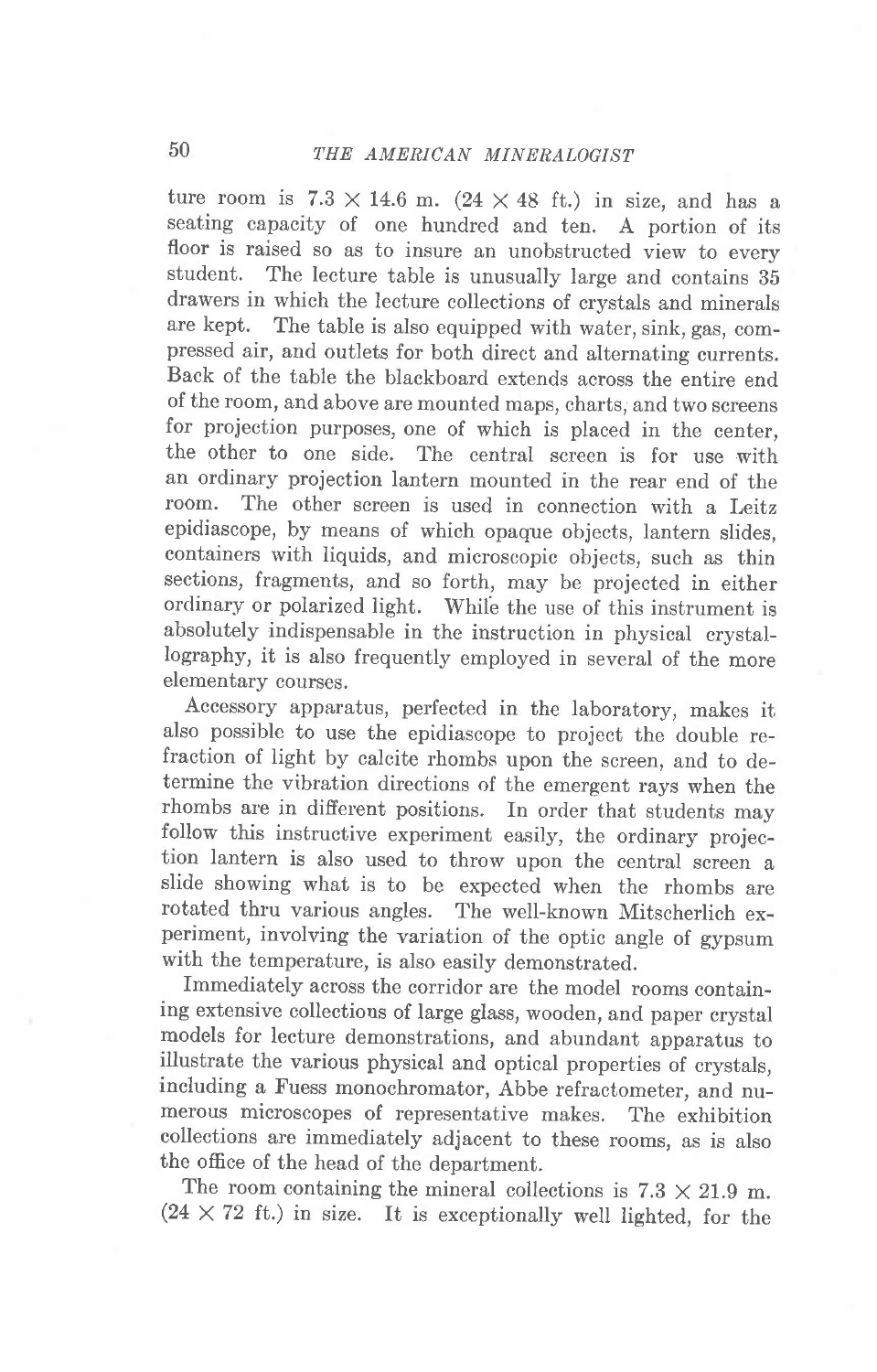ture room is 7.3 × 14.6 m. (24 × 48 ft.) in size, and has a seating capacity of one hundred and ten. A portion of its floor is raised so as to insure an unobstructed view to every student. The lecture table is unusually large and contains 35 drawers in which the lecture collections of crystals and minerals are kept. The table is also equipped with water, sink, gas, compressed air, and outlets for both direct and alternating currents. Back of the table the blackboard extends across the entire end of the room, and above are mounted maps, charts, and two screens for projection purposes, one of which is placed in the center, the other to one side. The central screen is for use with an ordinary projection lantern mounted in the rear end of the room. The other screen is used in connection with a Leitz epidiascope, by means of which opaque objects, lantern slides, containers with liquids, and microscopic objects, such as thin sections, fragments, and so forth, may be projected in either ordinary or polarized light. While the use of this instrument is absolutely indispensable in the instruction in physical crystallography, it is also frequently employed in several of the more elementary courses.

Accessory apparatus, perfected in the laboratory, makes it also possible to use the epidiascope to project the double refraction of light by calcite rhombs upon the screen, and to determine the vibration directions of the emergent rays when the rhombs are in different positions. In order that students may follow this instructive experiment easily, the ordinary projection lantern is also used to throw upon the central screen a slide showing what is to be expected when the rhombs are rotated thru various angles. The well-known Mitscherlich experiment, involving the variation of the optic angle of gypsum with the temperature, is also easily demonstrated.

Immediately across the corridor are the model rooms containing extensive collections of large glass, wooden, and paper crystal models for lecture demonstrations, and abundant apparatus to illustrate the various physical and optical properties of crystals, including a Fuess monochromator, Abbe refractometer, and numerous microscopes of representative makes. The exhibition collections are immediately adjacent to these rooms, as is also the office of the head of the department.

The room containing the mineral collections is 7.3 × 21.9 m. (24 × 72 ft.) in size. It is exceptionally well lighted, for the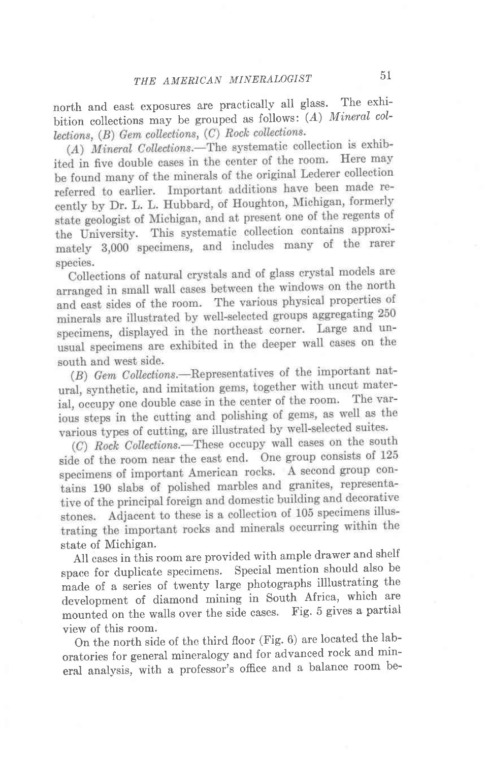north and east exposures are practically all glass. The exhibition collections may be grouped as follows: (*A*) *Mineral collections*, (*B*) *Gem collections*, (*C*) *Rock collections*.

(*A*) *Mineral Collections*.—The systematic collection is exhibited in five double cases in the center of the room. Here may be found many of the minerals of the original Lederer collection referred to earlier. Important additions have been made recently by Dr. L. L. Hubbard, of Houghton, Michigan, formerly state geologist of Michigan, and at present one of the regents of the University. This systematic collection contains approximately 3,000 specimens, and includes many of the rarer species.

Collections of natural crystals and of glass crystal models are arranged in small wall cases between the windows on the north and east sides of the room. The various physical properties of minerals are illustrated by well-selected groups aggregating 250 specimens, displayed in the northeast corner. Large and unusual specimens are exhibited in the deeper wall cases on the south and west side.

(*B*) *Gem Collections*.—Representatives of the important natural, synthetic, and imitation gems, together with uncut material, occupy one double case in the center of the room. The various steps in the cutting and polishing of gems, as well as the various types of cutting, are illustrated by well-selected suites.

(*C*) *Rock Collections*.—These occupy wall cases on the south side of the room near the east end. One group consists of 125 specimens of important American rocks. A second group contains 190 slabs of polished marbles and granites, representative of the principal foreign and domestic building and decorative stones. Adjacent to these is a collection of 105 specimens illustrating the important rocks and minerals occurring within the state of Michigan.

All cases in this room are provided with ample drawer and shelf space for duplicate specimens. Special mention should also be made of a series of twenty large photographs illlustrating the development of diamond mining in South Africa, which are mounted on the walls over the side cases. Fig. 5 gives a partial view of this room.

On the north side of the third floor (Fig. 6) are located the laboratories for general mineralogy and for advanced rock and mineral analysis, with a professor's office and a balance room be-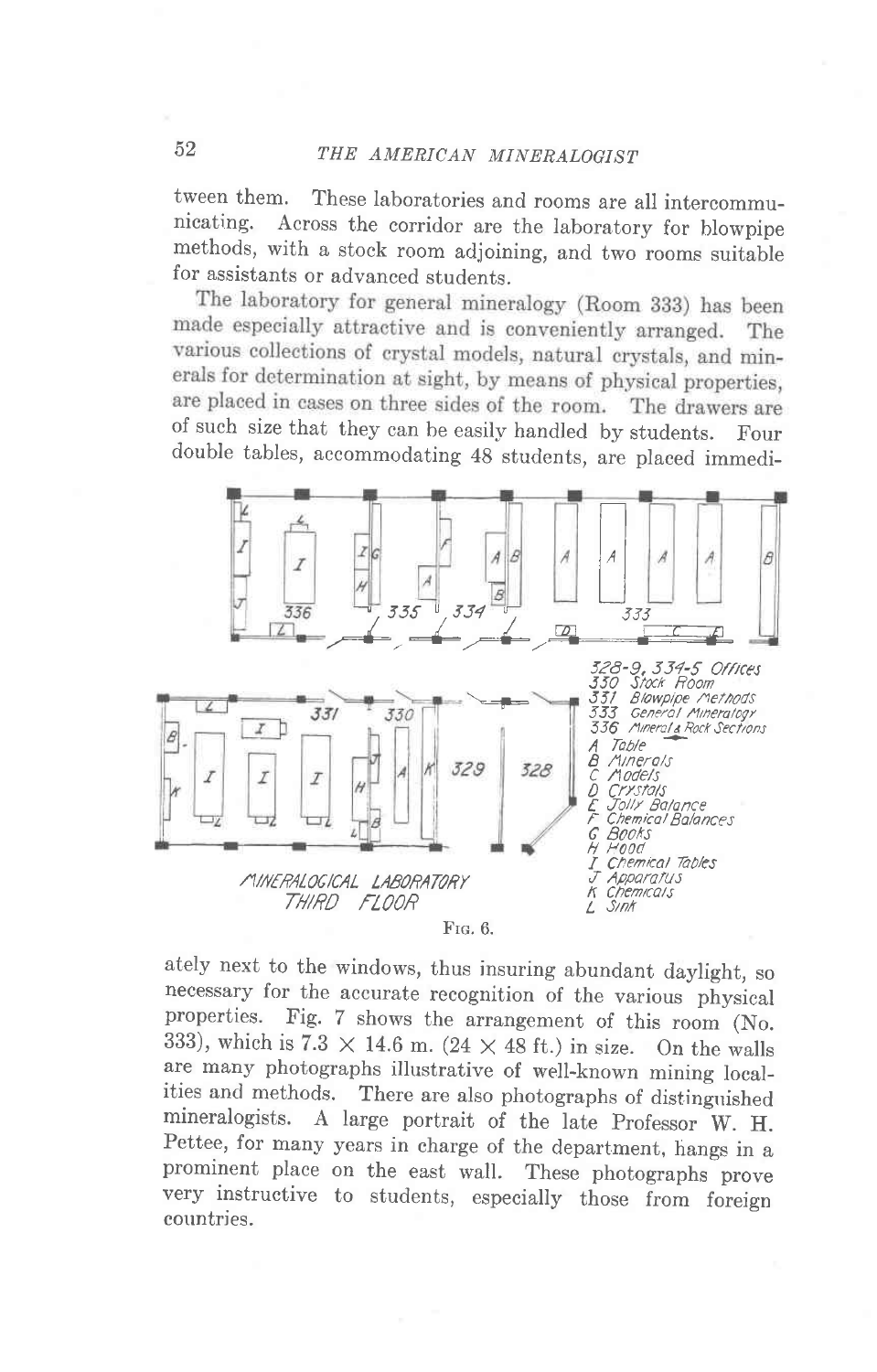tween them. These laboratories and rooms are all intercommunicating. Across the corridor are the laboratory for blowpipe methods, with a stock room adjoining, and two rooms suitable for assistants or advanced students.

The laboratory for general mineralogy (Room 333) has been made especially attractive and is conveniently arranged. The various collections of crystal models, natural crystals, and minerals for determination at sight, by means of physical properties, are placed in cases on three sides of the room. The drawers are of such size that they can be easily handled by students. Four double tables, accommodating 48 students, are placed immedi-

MINERALOGICAL LABORATORY
THIRD FLOOR

328-9, 334-5 Offices
330 Stock Room
331 Blowpipe Methods
333 General Mineralogy
336 Mineral & Rock Sections
A Table
B Minerals
C Models
D Crystals
E Jolly Balance
F Chemical Balances
G Books
H Hood
I Chemical Tables
J Apparatus
K Chemicals
L Sink

Fig. 6.

ately next to the windows, thus insuring abundant daylight, so necessary for the accurate recognition of the various physical properties. Fig. 7 shows the arrangement of this room (No. 333), which is 7.3 × 14.6 m. (24 × 48 ft.) in size. On the walls are many photographs illustrative of well-known mining localities and methods. There are also photographs of distinguished mineralogists. A large portrait of the late Professor W. H. Pettee, for many years in charge of the department, hangs in a prominent place on the east wall. These photographs prove very instructive to students, especially those from foreign countries.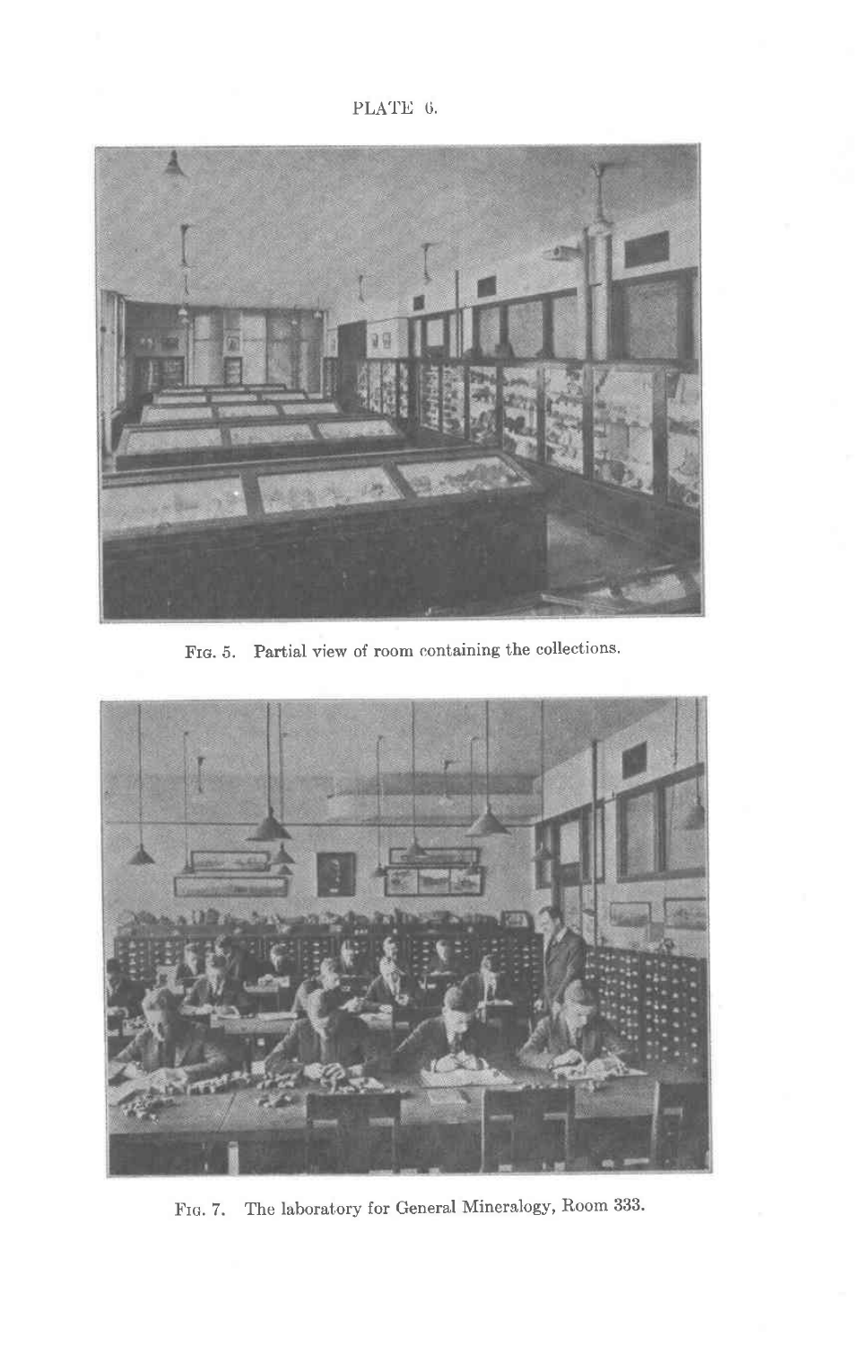PLATE 6.

FIG. 5. Partial view of room containing the collections.

FIG. 7. The laboratory for General Mineralogy, Room 333.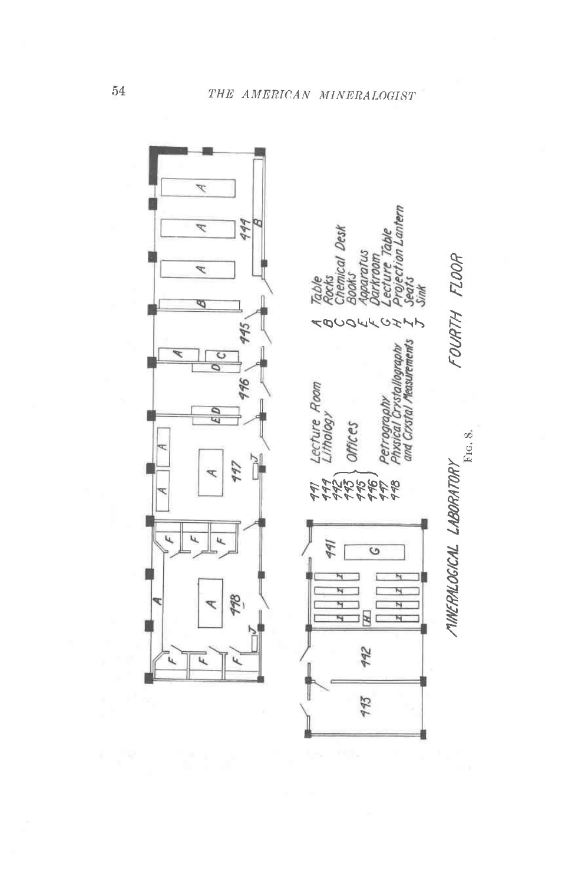| | |
|---|---|
| 441 | Lecture Room |
| 444 | Lithology |
| 442 | Offices |
| 443 | |
| 445 | |
| 446 | |
| 447 | Petrography |
| 448 | Physical Crystallography and Crystal Measurements |

| | |
|---|---|
| A | Table |
| B | Rocks |
| C | Chemical Desk |
| D | Books |
| E | Apparatus |
| F | Darkroom |
| G | Lecture Table |
| H | Projection Lantern |
| I | Seats |
| J | Sink |

MINERALOGICAL LABORATORY FOURTH FLOOR

FIG. 8.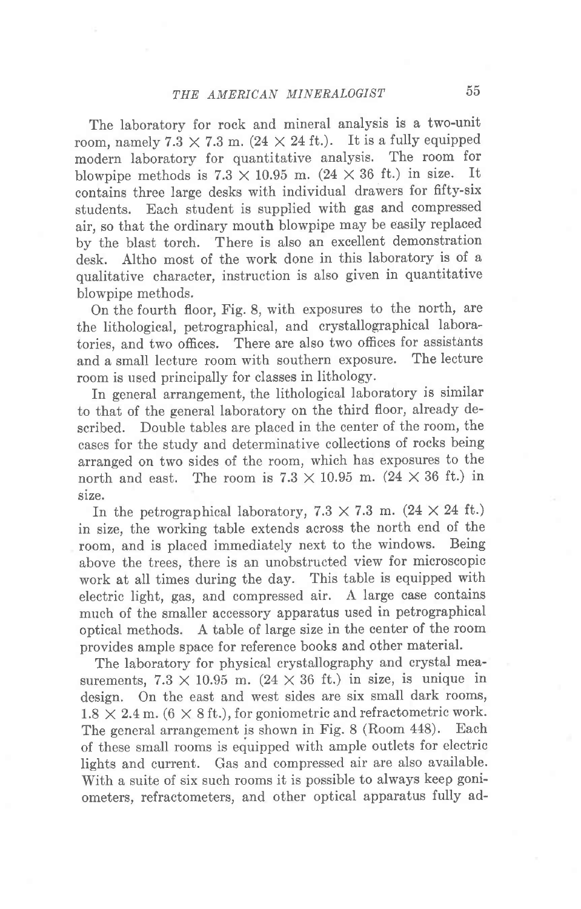The laboratory for rock and mineral analysis is a two-unit room, namely 7.3 × 7.3 m. (24 × 24 ft.). It is a fully equipped modern laboratory for quantitative analysis. The room for blowpipe methods is 7.3 × 10.95 m. (24 × 36 ft.) in size. It contains three large desks with individual drawers for fifty-six students. Each student is supplied with gas and compressed air, so that the ordinary mouth blowpipe may be easily replaced by the blast torch. There is also an excellent demonstration desk. Altho most of the work done in this laboratory is of a qualitative character, instruction is also given in quantitative blowpipe methods.

On the fourth floor, Fig. 8, with exposures to the north, are the lithological, petrographical, and crystallographical laboratories, and two offices. There are also two offices for assistants and a small lecture room with southern exposure. The lecture room is used principally for classes in lithology.

In general arrangement, the lithological laboratory is similar to that of the general laboratory on the third floor, already described. Double tables are placed in the center of the room, the cases for the study and determinative collections of rocks being arranged on two sides of the room, which has exposures to the north and east. The room is 7.3 × 10.95 m. (24 × 36 ft.) in size.

In the petrographical laboratory, 7.3 × 7.3 m. (24 × 24 ft.) in size, the working table extends across the north end of the room, and is placed immediately next to the windows. Being above the trees, there is an unobstructed view for microscopic work at all times during the day. This table is equipped with electric light, gas, and compressed air. A large case contains much of the smaller accessory apparatus used in petrographical optical methods. A table of large size in the center of the room provides ample space for reference books and other material.

The laboratory for physical crystallography and crystal measurements, 7.3 × 10.95 m. (24 × 36 ft.) in size, is unique in design. On the east and west sides are six small dark rooms, 1.8 × 2.4 m. (6 × 8 ft.), for goniometric and refractometric work. The general arrangement is shown in Fig. 8 (Room 448). Each of these small rooms is equipped with ample outlets for electric lights and current. Gas and compressed air are also available. With a suite of six such rooms it is possible to always keep goniometers, refractometers, and other optical apparatus fully ad-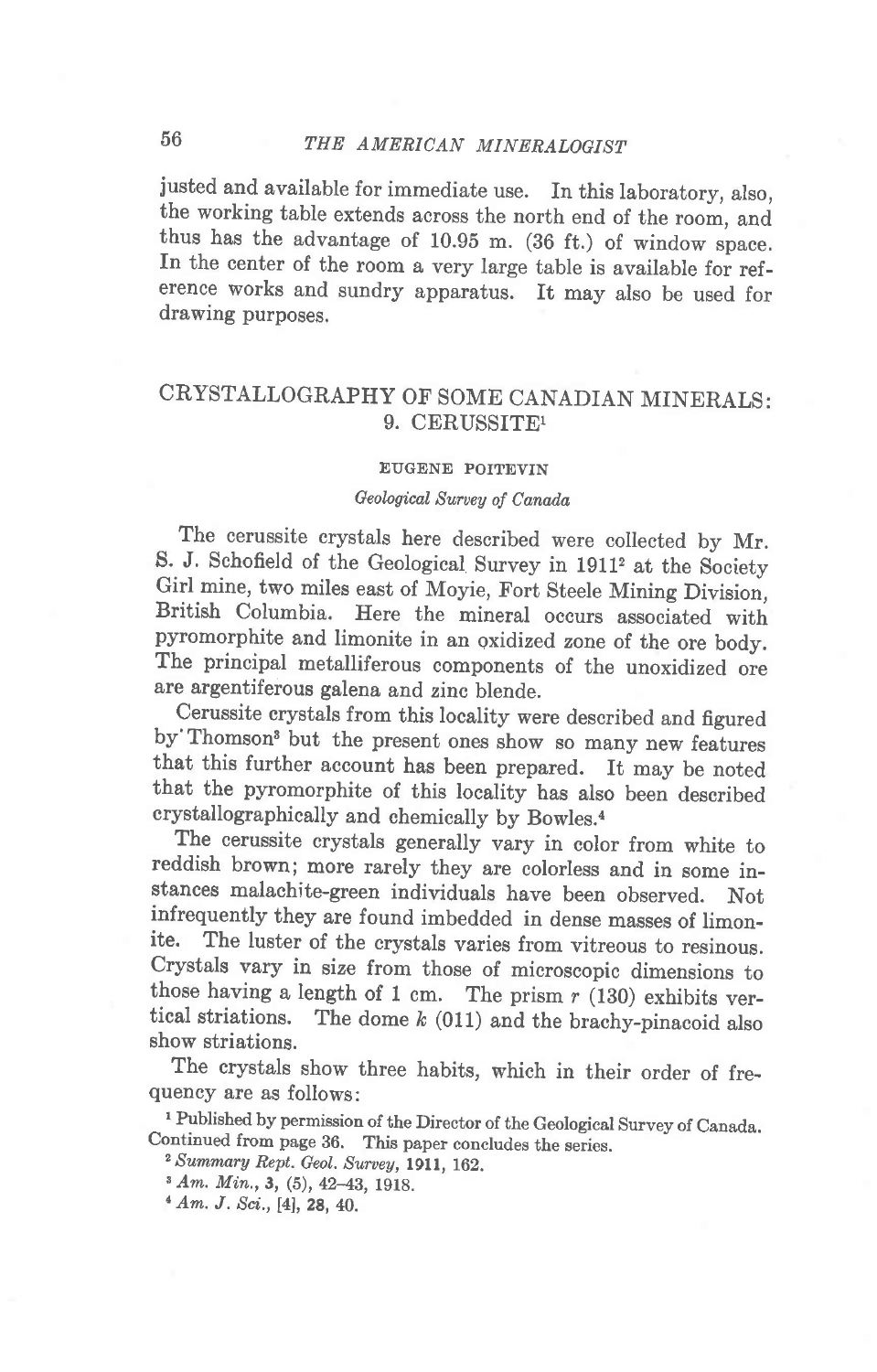justed and available for immediate use. In this laboratory, also, the working table extends across the north end of the room, and thus has the advantage of 10.95 m. (36 ft.) of window space. In the center of the room a very large table is available for reference works and sundry apparatus. It may also be used for drawing purposes.

## CRYSTALLOGRAPHY OF SOME CANADIAN MINERALS: 9. CERUSSITE[1]

EUGENE POITEVIN

*Geological Survey of Canada*

The cerussite crystals here described were collected by Mr. S. J. Schofield of the Geological Survey in 1911[2] at the Society Girl mine, two miles east of Moyie, Fort Steele Mining Division, British Columbia. Here the mineral occurs associated with pyromorphite and limonite in an oxidized zone of the ore body. The principal metalliferous components of the unoxidized ore are argentiferous galena and zinc blende.

Cerussite crystals from this locality were described and figured by Thomson[3] but the present ones show so many new features that this further account has been prepared. It may be noted that the pyromorphite of this locality has also been described crystallographically and chemically by Bowles.[4]

The cerussite crystals generally vary in color from white to reddish brown; more rarely they are colorless and in some instances malachite-green individuals have been observed. Not infrequently they are found imbedded in dense masses of limonite. The luster of the crystals varies from vitreous to resinous. Crystals vary in size from those of microscopic dimensions to those having a length of 1 cm. The prism *r* (130) exhibits vertical striations. The dome *k* (011) and the brachy-pinacoid also show striations.

The crystals show three habits, which in their order of frequency are as follows:

[1] Published by permission of the Director of the Geological Survey of Canada. Continued from page 36. This paper concludes the series.

[2] *Summary Rept. Geol. Survey*, **1911**, 162.

[3] *Am. Min.*, **3**, (5), 42–43, 1918.

[4] *Am. J. Sci.*, [4], **28**, 40.